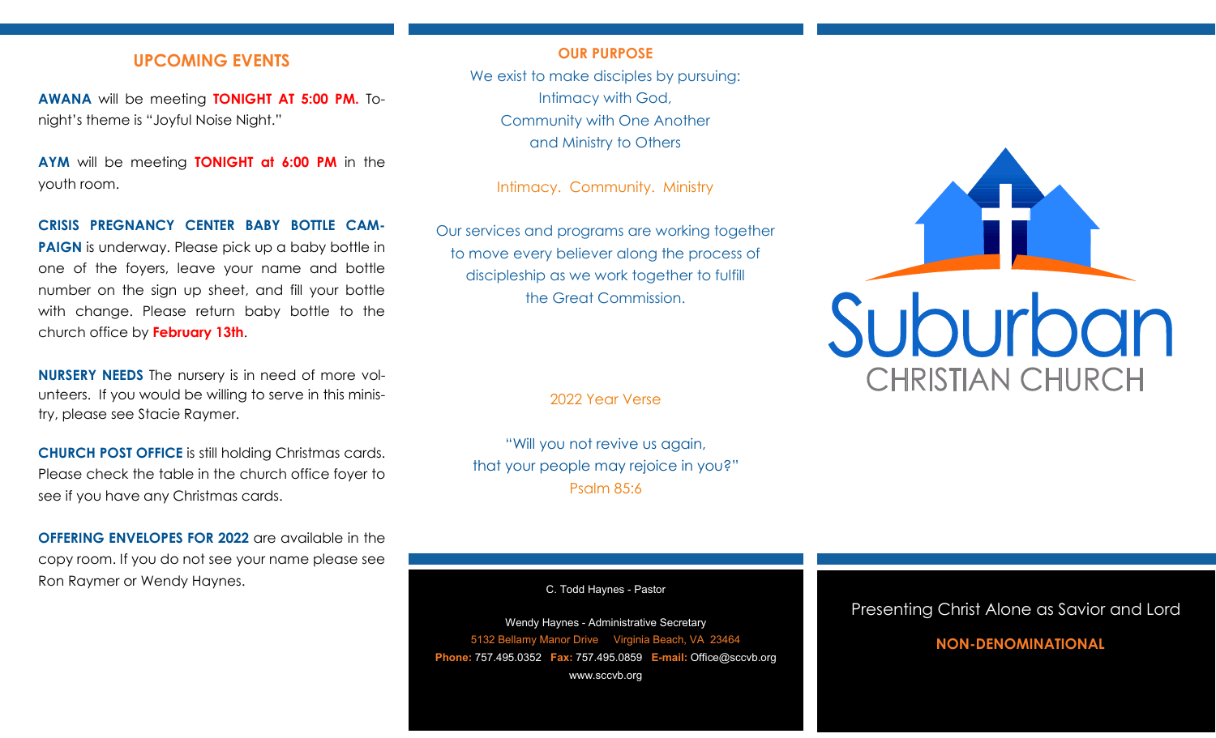## UPCOMING EVENTS

**AWANA** will be meeting **TONIGHT AT 5:00 PM.** Tonight's theme is "Joyful Noise Night."

**AYM** will be meeting **TONIGHT at 6:00 PM** in the youth room.

**CRISIS PREGNANCY CENTER BABY BOTTLE CAMPAIGN** is underway. Please pick up a baby bottle in one of the foyers, leave your name and bottle number on the sign up sheet, and fill your bottle with change. Please return baby bottle to the church office by **February 13th**.

**NURSERY NEEDS** The nursery is in need of more volunteers. If you would be willing to serve in this ministry, please see Stacie Raymer.

**CHURCH POST OFFICE** is still holding Christmas cards. Please check the table in the church office foyer to see if you have any Christmas cards.

**OFFERING ENVELOPES FOR 2022** are available in the copy room. If you do not see your name please see Ron Raymer or Wendy Haynes.

## OUR PURPOSE

We exist to make disciples by pursuing:
Intimacy with God,
Community with One Another
and Ministry to Others

Intimacy. Community. Ministry

Our services and programs are working together to move every believer along the process of discipleship as we work together to fulfill the Great Commission.

2022 Year Verse

"Will you not revive us again,
that your people may rejoice in you?"
Psalm 85:6

C. Todd Haynes - Pastor

Wendy Haynes - Administrative Secretary
5132 Bellamy Manor Drive Virginia Beach, VA 23464
**Phone:** 757.495.0352 **Fax:** 757.495.0859 **E-mail:** Office@sccvb.org
www.sccvb.org

# Suburban
## CHRISTIAN CHURCH

Presenting Christ Alone as Savior and Lord

**NON-DENOMINATIONAL**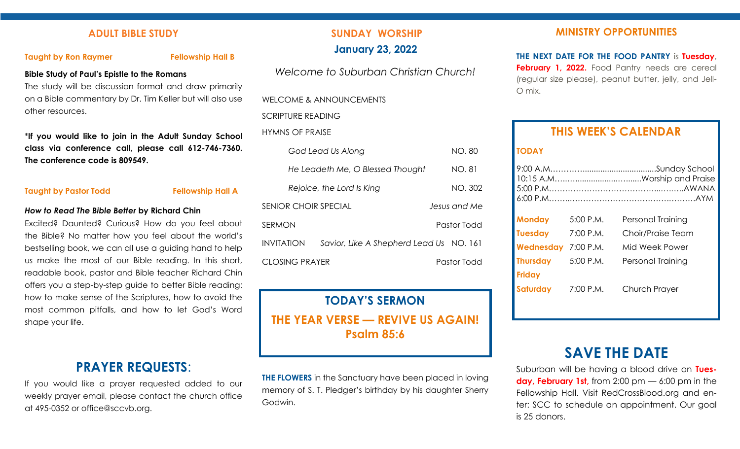## ADULT BIBLE STUDY

**Taught by Ron Raymer** **Fellowship Hall B**

**Bible Study of Paul's Epistle to the Romans**

The study will be discussion format and draw primarily on a Bible commentary by Dr. Tim Keller but will also use other resources.

***If you would like to join in the Adult Sunday School class via conference call, please call 612-746-7360. The conference code is 809549.**

**Taught by Pastor Todd** **Fellowship Hall A**

***How to Read The Bible Better* by Richard Chin**

Excited? Daunted? Curious? How do you feel about the Bible? No matter how you feel about the world's bestselling book, we can all use a guiding hand to help us make the most of our Bible reading. In this short, readable book, pastor and Bible teacher Richard Chin offers you a step-by-step guide to better Bible reading: how to make sense of the Scriptures, how to avoid the most common pitfalls, and how to let God's Word shape your life.

## PRAYER REQUESTS:

If you would like a prayer requested added to our weekly prayer email, please contact the church office at 495-0352 or office@sccvb.org.

## SUNDAY WORSHIP

### January 23, 2022

*Welcome to Suburban Christian Church!*

WELCOME & ANNOUNCEMENTS

SCRIPTURE READING

HYMNS OF PRAISE

| | |
|---|---|
| *God Lead Us Along* | NO. 80 |
| *He Leadeth Me, O Blessed Thought* | NO. 81 |
| *Rejoice, the Lord Is King* | NO. 302 |

SENIOR CHOIR SPECIAL — *Jesus and Me*

SERMON — Pastor Todd

INVITATION — *Savior, Like A Shepherd Lead Us* NO. 161

CLOSING PRAYER — Pastor Todd

### TODAY'S SERMON

**THE YEAR VERSE — REVIVE US AGAIN!**
**Psalm 85:6**

**THE FLOWERS** in the Sanctuary have been placed in loving memory of S. T. Pledger's birthday by his daughter Sherry Godwin.

## MINISTRY OPPORTUNITIES

**THE NEXT DATE FOR THE FOOD PANTRY** is **Tuesday, February 1, 2022.** Food Pantry needs are cereal (regular size please), peanut butter, jelly, and Jell-O mix.

## THIS WEEK'S CALENDAR

**TODAY**

9:00 A.M.……….................................Sunday School
10:15 A.M.…..…..................….......Worship and Praise
5:00 P.M.……………………………....……..AWANA
6:00 P.M.……...…………………………….……….AYM

| | | |
|---|---|---|
| **Monday** | 5:00 P.M. | Personal Training |
| **Tuesday** | 7:00 P.M. | Choir/Praise Team |
| **Wednesday** | 7:00 P.M. | Mid Week Power |
| **Thursday** | 5:00 P.M. | Personal Training |
| **Friday** | | |
| **Saturday** | 7:00 P.M. | Church Prayer |

## SAVE THE DATE

Suburban will be having a blood drive on **Tuesday, February 1st,** from 2:00 pm — 6:00 pm in the Fellowship Hall. Visit RedCrossBlood.org and enter: SCC to schedule an appointment. Our goal is 25 donors.